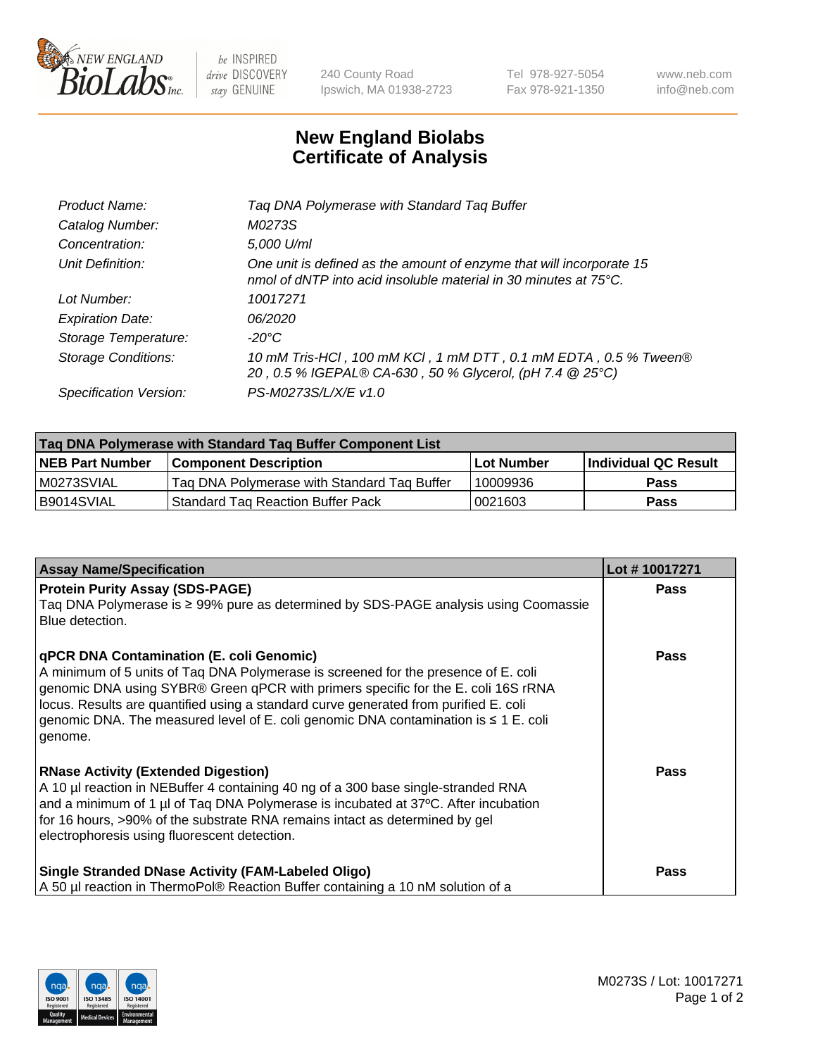# New England Biolabs Certificate of Analysis

| | |
|---|---|
| *Product Name:* | *Taq DNA Polymerase with Standard Taq Buffer* |
| *Catalog Number:* | *M0273S* |
| *Concentration:* | *5,000 U/ml* |
| *Unit Definition:* | *One unit is defined as the amount of enzyme that will incorporate 15 nmol of dNTP into acid insoluble material in 30 minutes at 75°C.* |
| *Lot Number:* | *10017271* |
| *Expiration Date:* | *06/2020* |
| *Storage Temperature:* | *-20°C* |
| *Storage Conditions:* | *10 mM Tris-HCl , 100 mM KCl , 1 mM DTT , 0.1 mM EDTA , 0.5 % Tween® 20 , 0.5 % IGEPAL® CA-630 , 50 % Glycerol, (pH 7.4 @ 25°C)* |
| *Specification Version:* | *PS-M0273S/L/X/E v1.0* |

| Taq DNA Polymerase with Standard Taq Buffer Component List | | | |
|---|---|---|---|
| **NEB Part Number** | **Component Description** | **Lot Number** | **Individual QC Result** |
| M0273SVIAL | Taq DNA Polymerase with Standard Taq Buffer | 10009936 | **Pass** |
| B9014SVIAL | Standard Taq Reaction Buffer Pack | 0021603 | **Pass** |

| Assay Name/Specification | Lot # 10017271 |
|---|---|
| **Protein Purity Assay (SDS-PAGE)**<br>Taq DNA Polymerase is ≥ 99% pure as determined by SDS-PAGE analysis using Coomassie Blue detection. | **Pass** |
| **qPCR DNA Contamination (E. coli Genomic)**<br>A minimum of 5 units of Taq DNA Polymerase is screened for the presence of E. coli genomic DNA using SYBR® Green qPCR with primers specific for the E. coli 16S rRNA locus. Results are quantified using a standard curve generated from purified E. coli genomic DNA. The measured level of E. coli genomic DNA contamination is ≤ 1 E. coli genome. | **Pass** |
| **RNase Activity (Extended Digestion)**<br>A 10 µl reaction in NEBuffer 4 containing 40 ng of a 300 base single-stranded RNA and a minimum of 1 µl of Taq DNA Polymerase is incubated at 37ºC. After incubation for 16 hours, >90% of the substrate RNA remains intact as determined by gel electrophoresis using fluorescent detection. | **Pass** |
| **Single Stranded DNase Activity (FAM-Labeled Oligo)**<br>A 50 µl reaction in ThermoPol® Reaction Buffer containing a 10 nM solution of a | **Pass** |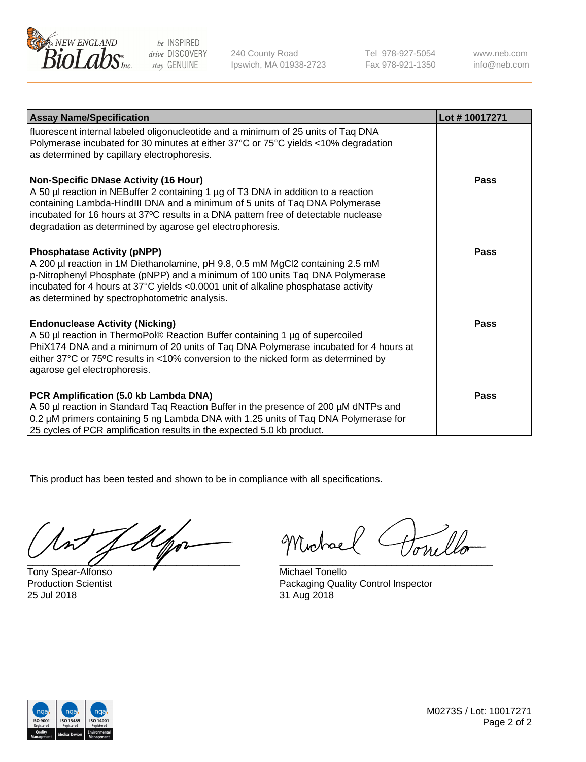| Assay Name/Specification | Lot # 10017271 |
|---|---|
| fluorescent internal labeled oligonucleotide and a minimum of 25 units of Taq DNA Polymerase incubated for 30 minutes at either 37°C or 75°C yields <10% degradation as determined by capillary electrophoresis. | |
| **Non-Specific DNase Activity (16 Hour)**<br>A 50 µl reaction in NEBuffer 2 containing 1 µg of T3 DNA in addition to a reaction containing Lambda-HindIII DNA and a minimum of 5 units of Taq DNA Polymerase incubated for 16 hours at 37ºC results in a DNA pattern free of detectable nuclease degradation as determined by agarose gel electrophoresis. | **Pass** |
| **Phosphatase Activity (pNPP)**<br>A 200 µl reaction in 1M Diethanolamine, pH 9.8, 0.5 mM $MgCl_2$ containing 2.5 mM p-Nitrophenyl Phosphate (pNPP) and a minimum of 100 units Taq DNA Polymerase incubated for 4 hours at 37°C yields <0.0001 unit of alkaline phosphatase activity as determined by spectrophotometric analysis. | **Pass** |
| **Endonuclease Activity (Nicking)**<br>A 50 µl reaction in ThermoPol® Reaction Buffer containing 1 µg of supercoiled PhiX174 DNA and a minimum of 20 units of Taq DNA Polymerase incubated for 4 hours at either 37°C or 75ºC results in <10% conversion to the nicked form as determined by agarose gel electrophoresis. | **Pass** |
| **PCR Amplification (5.0 kb Lambda DNA)**<br>A 50 µl reaction in Standard Taq Reaction Buffer in the presence of 200 µM dNTPs and 0.2 µM primers containing 5 ng Lambda DNA with 1.25 units of Taq DNA Polymerase for 25 cycles of PCR amplification results in the expected 5.0 kb product. | **Pass** |

This product has been tested and shown to be in compliance with all specifications.

Tony Spear-Alfonso
Production Scientist
25 Jul 2018

Michael Tonello
Packaging Quality Control Inspector
31 Aug 2018

M0273S / Lot: 10017271